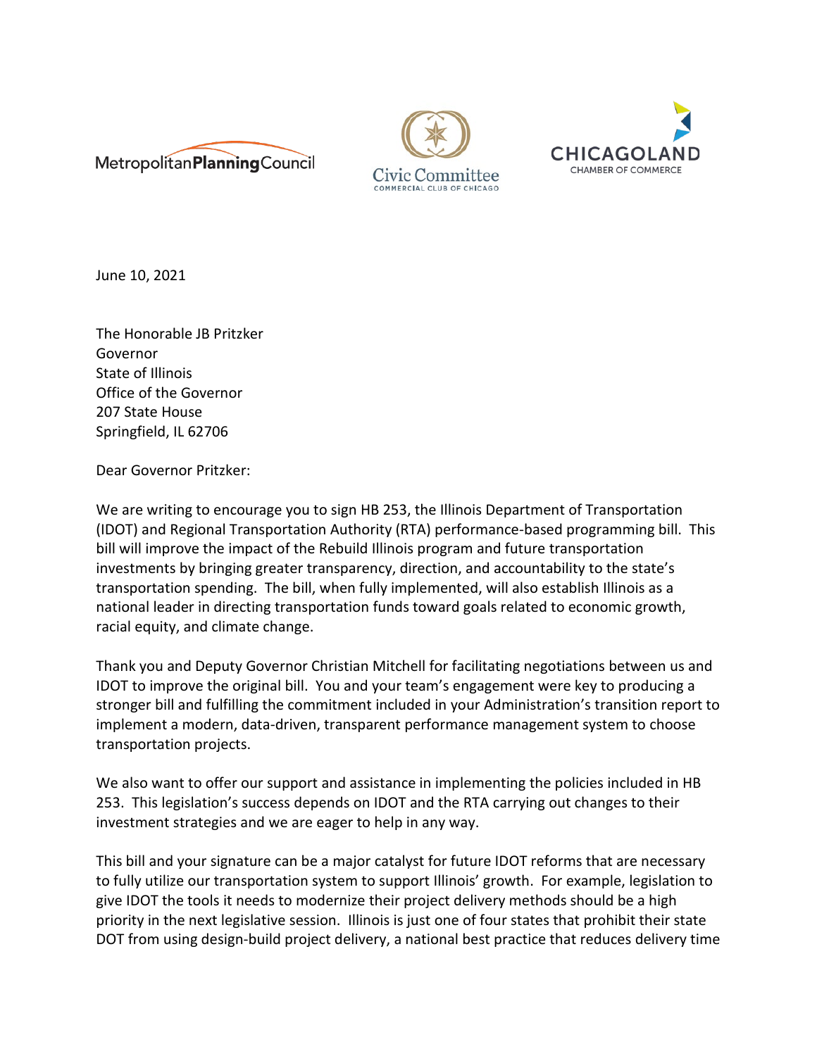Metropolitan Planning Council

Civic Committee
COMMERCIAL CLUB OF CHICAGO

CHICAGOLAND
CHAMBER OF COMMERCE

June 10, 2021

The Honorable JB Pritzker
Governor
State of Illinois
Office of the Governor
207 State House
Springfield, IL 62706

Dear Governor Pritzker:

We are writing to encourage you to sign HB 253, the Illinois Department of Transportation (IDOT) and Regional Transportation Authority (RTA) performance-based programming bill. This bill will improve the impact of the Rebuild Illinois program and future transportation investments by bringing greater transparency, direction, and accountability to the state's transportation spending. The bill, when fully implemented, will also establish Illinois as a national leader in directing transportation funds toward goals related to economic growth, racial equity, and climate change.

Thank you and Deputy Governor Christian Mitchell for facilitating negotiations between us and IDOT to improve the original bill. You and your team's engagement were key to producing a stronger bill and fulfilling the commitment included in your Administration's transition report to implement a modern, data-driven, transparent performance management system to choose transportation projects.

We also want to offer our support and assistance in implementing the policies included in HB 253. This legislation's success depends on IDOT and the RTA carrying out changes to their investment strategies and we are eager to help in any way.

This bill and your signature can be a major catalyst for future IDOT reforms that are necessary to fully utilize our transportation system to support Illinois' growth. For example, legislation to give IDOT the tools it needs to modernize their project delivery methods should be a high priority in the next legislative session. Illinois is just one of four states that prohibit their state DOT from using design-build project delivery, a national best practice that reduces delivery time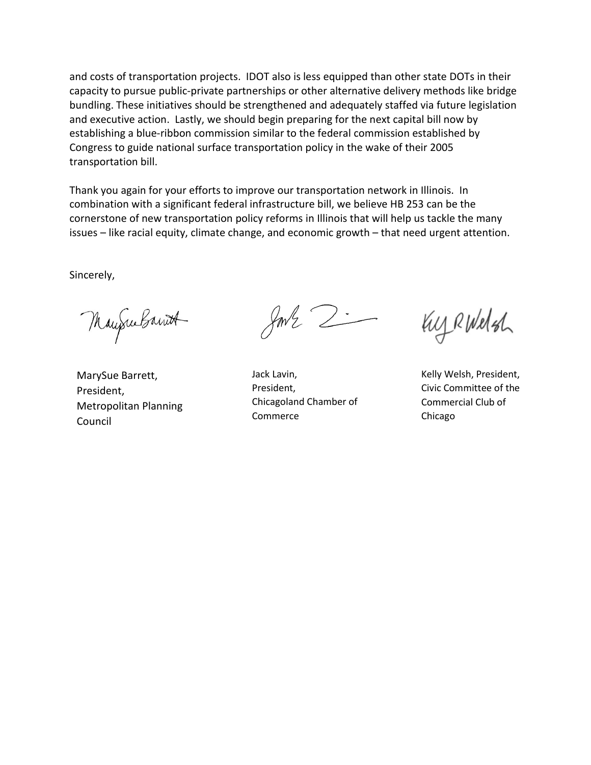and costs of transportation projects. IDOT also is less equipped than other state DOTs in their capacity to pursue public-private partnerships or other alternative delivery methods like bridge bundling. These initiatives should be strengthened and adequately staffed via future legislation and executive action. Lastly, we should begin preparing for the next capital bill now by establishing a blue-ribbon commission similar to the federal commission established by Congress to guide national surface transportation policy in the wake of their 2005 transportation bill.

Thank you again for your efforts to improve our transportation network in Illinois. In combination with a significant federal infrastructure bill, we believe HB 253 can be the cornerstone of new transportation policy reforms in Illinois that will help us tackle the many issues – like racial equity, climate change, and economic growth – that need urgent attention.

Sincerely,

MarySue Barrett,
President,
Metropolitan Planning Council

Jack Lavin,
President,
Chicagoland Chamber of Commerce

Kelly Welsh, President,
Civic Committee of the Commercial Club of Chicago